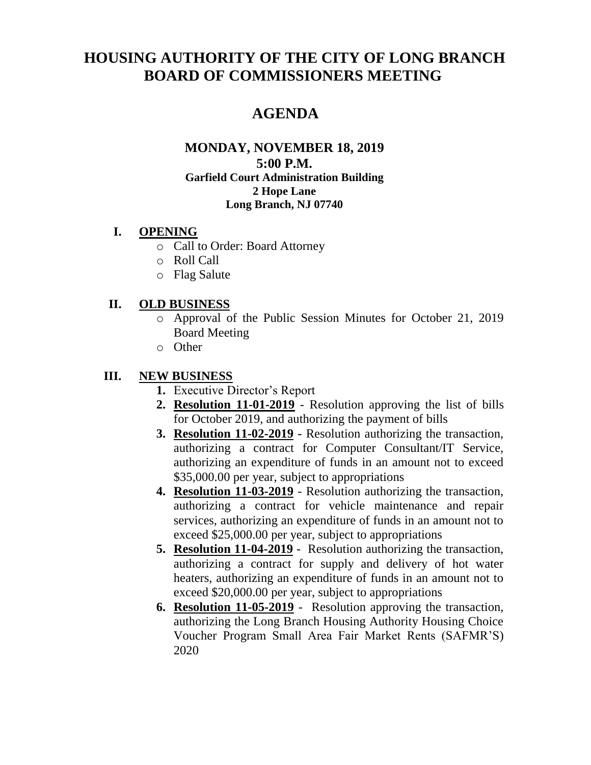# HOUSING AUTHORITY OF THE CITY OF LONG BRANCH BOARD OF COMMISSIONERS MEETING

## AGENDA

### MONDAY, NOVEMBER 18, 2019
### 5:00 P.M.

**Garfield Court Administration Building**
**2 Hope Lane**
**Long Branch, NJ 07740**

**I. OPENING**

- Call to Order: Board Attorney
- Roll Call
- Flag Salute

**II. OLD BUSINESS**

- Approval of the Public Session Minutes for October 21, 2019 Board Meeting
- Other

**III. NEW BUSINESS**

1. Executive Director's Report
2. **Resolution 11-01-2019** - Resolution approving the list of bills for October 2019, and authorizing the payment of bills
3. **Resolution 11-02-2019** - Resolution authorizing the transaction, authorizing a contract for Computer Consultant/IT Service, authorizing an expenditure of funds in an amount not to exceed $35,000.00 per year, subject to appropriations
4. **Resolution 11-03-2019** - Resolution authorizing the transaction, authorizing a contract for vehicle maintenance and repair services, authorizing an expenditure of funds in an amount not to exceed $25,000.00 per year, subject to appropriations
5. **Resolution 11-04-2019** - Resolution authorizing the transaction, authorizing a contract for supply and delivery of hot water heaters, authorizing an expenditure of funds in an amount not to exceed $20,000.00 per year, subject to appropriations
6. **Resolution 11-05-2019** - Resolution approving the transaction, authorizing the Long Branch Housing Authority Housing Choice Voucher Program Small Area Fair Market Rents (SAFMR'S) 2020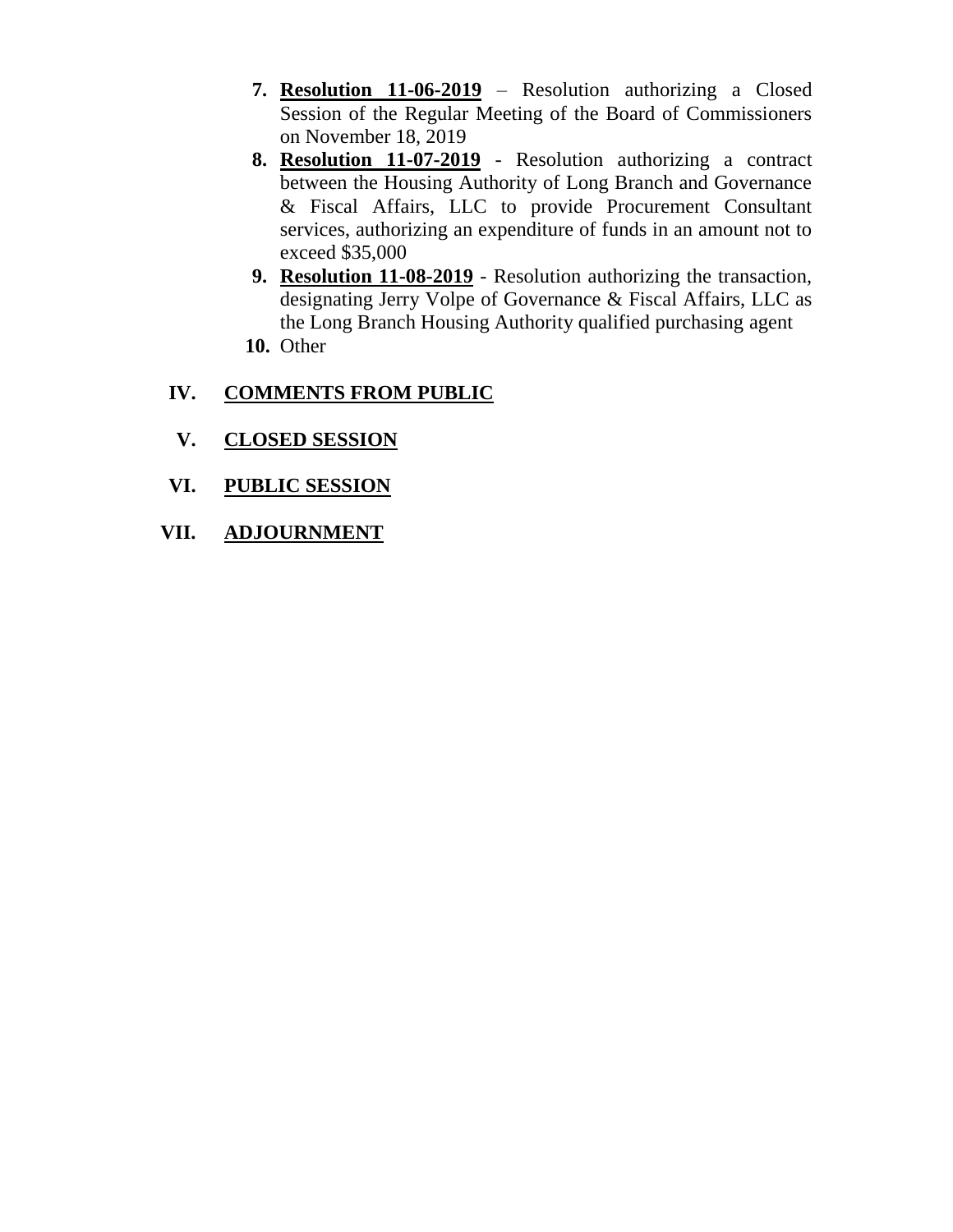7. **Resolution 11-06-2019** – Resolution authorizing a Closed Session of the Regular Meeting of the Board of Commissioners on November 18, 2019
8. **Resolution 11-07-2019** - Resolution authorizing a contract between the Housing Authority of Long Branch and Governance & Fiscal Affairs, LLC to provide Procurement Consultant services, authorizing an expenditure of funds in an amount not to exceed $35,000
9. **Resolution 11-08-2019** - Resolution authorizing the transaction, designating Jerry Volpe of Governance & Fiscal Affairs, LLC as the Long Branch Housing Authority qualified purchasing agent
10. Other

## IV. COMMENTS FROM PUBLIC

## V. CLOSED SESSION

## VI. PUBLIC SESSION

## VII. ADJOURNMENT